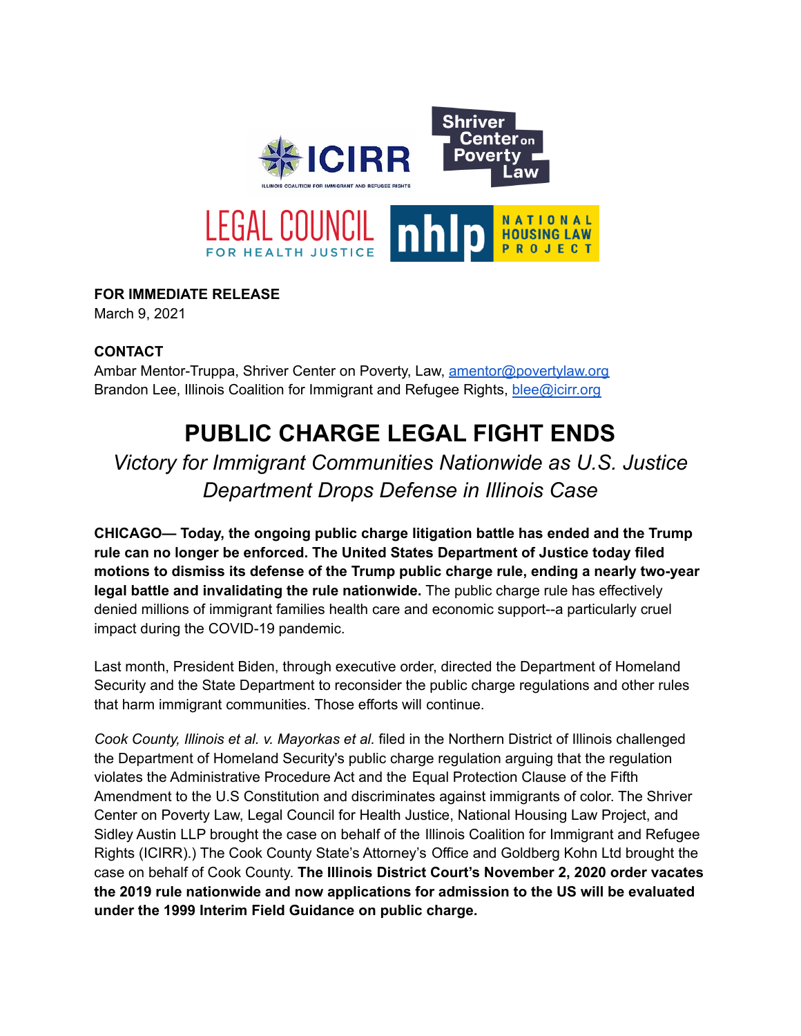**FOR IMMEDIATE RELEASE**
March 9, 2021

**CONTACT**
Ambar Mentor-Truppa, Shriver Center on Poverty, Law, amentor@povertylaw.org
Brandon Lee, Illinois Coalition for Immigrant and Refugee Rights, blee@icirr.org

# PUBLIC CHARGE LEGAL FIGHT ENDS

*Victory for Immigrant Communities Nationwide as U.S. Justice Department Drops Defense in Illinois Case*

**CHICAGO— Today, the ongoing public charge litigation battle has ended and the Trump rule can no longer be enforced. The United States Department of Justice today filed motions to dismiss its defense of the Trump public charge rule, ending a nearly two-year legal battle and invalidating the rule nationwide.** The public charge rule has effectively denied millions of immigrant families health care and economic support--a particularly cruel impact during the COVID-19 pandemic.

Last month, President Biden, through executive order, directed the Department of Homeland Security and the State Department to reconsider the public charge regulations and other rules that harm immigrant communities. Those efforts will continue.

*Cook County, Illinois et al. v. Mayorkas et al.* filed in the Northern District of Illinois challenged the Department of Homeland Security's public charge regulation arguing that the regulation violates the Administrative Procedure Act and the Equal Protection Clause of the Fifth Amendment to the U.S Constitution and discriminates against immigrants of color. The Shriver Center on Poverty Law, Legal Council for Health Justice, National Housing Law Project, and Sidley Austin LLP brought the case on behalf of the Illinois Coalition for Immigrant and Refugee Rights (ICIRR).) The Cook County State's Attorney's Office and Goldberg Kohn Ltd brought the case on behalf of Cook County. **The Illinois District Court's November 2, 2020 order vacates the 2019 rule nationwide and now applications for admission to the US will be evaluated under the 1999 Interim Field Guidance on public charge.**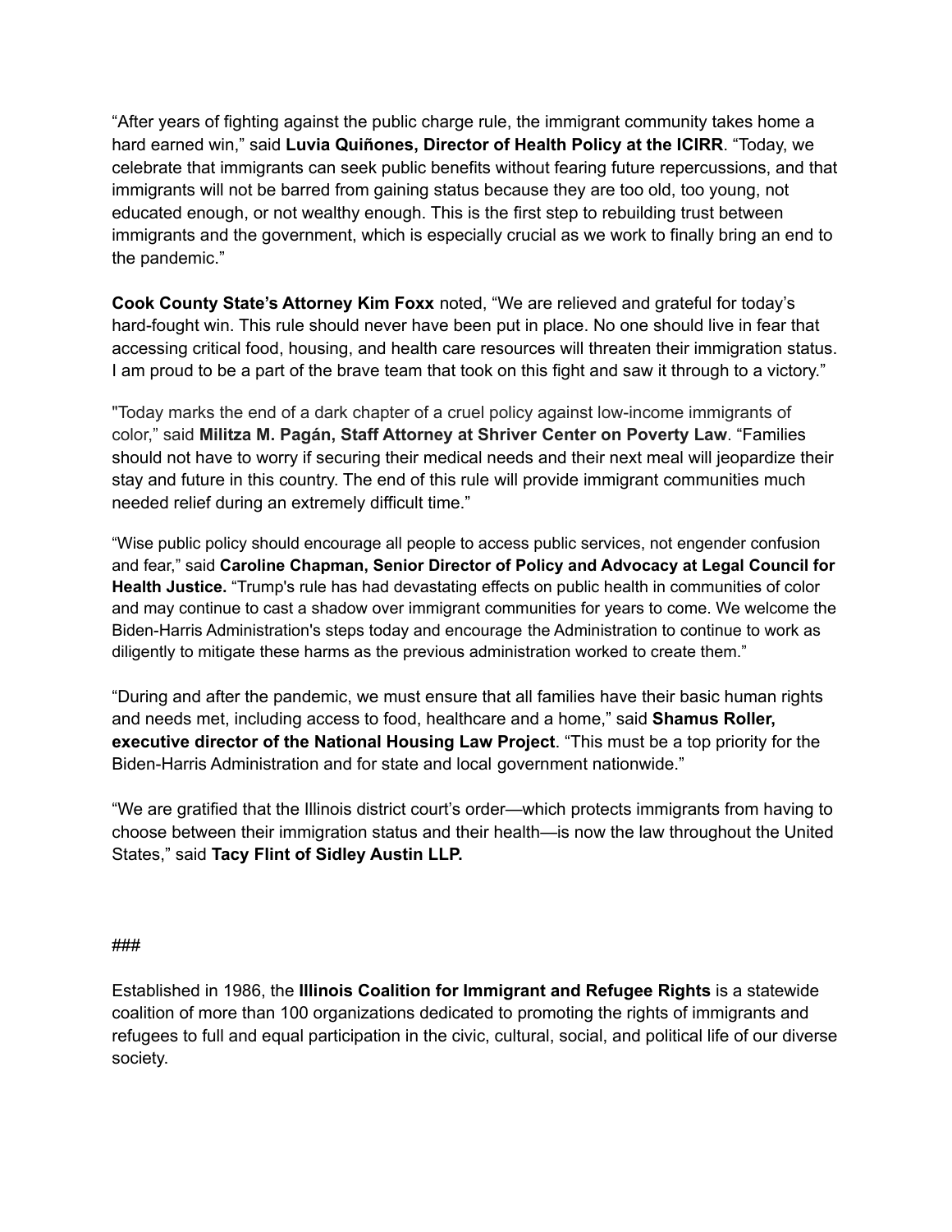"After years of fighting against the public charge rule, the immigrant community takes home a hard earned win," said **Luvia Quiñones, Director of Health Policy at the ICIRR**. "Today, we celebrate that immigrants can seek public benefits without fearing future repercussions, and that immigrants will not be barred from gaining status because they are too old, too young, not educated enough, or not wealthy enough. This is the first step to rebuilding trust between immigrants and the government, which is especially crucial as we work to finally bring an end to the pandemic."

**Cook County State's Attorney Kim Foxx** noted, "We are relieved and grateful for today's hard-fought win. This rule should never have been put in place. No one should live in fear that accessing critical food, housing, and health care resources will threaten their immigration status. I am proud to be a part of the brave team that took on this fight and saw it through to a victory."

"Today marks the end of a dark chapter of a cruel policy against low-income immigrants of color," said **Militza M. Pagán, Staff Attorney at Shriver Center on Poverty Law**. "Families should not have to worry if securing their medical needs and their next meal will jeopardize their stay and future in this country. The end of this rule will provide immigrant communities much needed relief during an extremely difficult time."

"Wise public policy should encourage all people to access public services, not engender confusion and fear," said **Caroline Chapman, Senior Director of Policy and Advocacy at Legal Council for Health Justice.** "Trump's rule has had devastating effects on public health in communities of color and may continue to cast a shadow over immigrant communities for years to come. We welcome the Biden-Harris Administration's steps today and encourage the Administration to continue to work as diligently to mitigate these harms as the previous administration worked to create them."

"During and after the pandemic, we must ensure that all families have their basic human rights and needs met, including access to food, healthcare and a home," said **Shamus Roller, executive director of the National Housing Law Project**. "This must be a top priority for the Biden-Harris Administration and for state and local government nationwide."

"We are gratified that the Illinois district court's order—which protects immigrants from having to choose between their immigration status and their health—is now the law throughout the United States," said **Tacy Flint of Sidley Austin LLP.**

###

Established in 1986, the **Illinois Coalition for Immigrant and Refugee Rights** is a statewide coalition of more than 100 organizations dedicated to promoting the rights of immigrants and refugees to full and equal participation in the civic, cultural, social, and political life of our diverse society.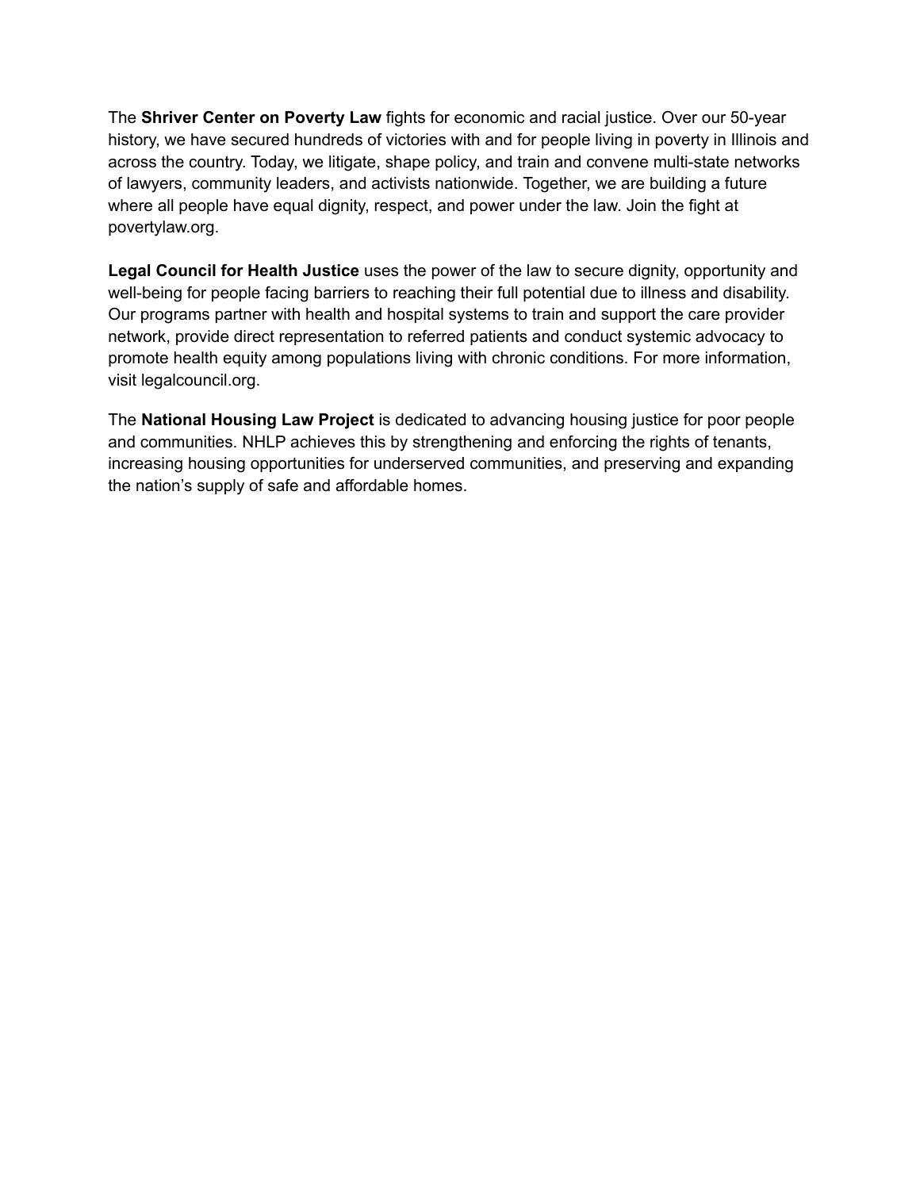The **Shriver Center on Poverty Law** fights for economic and racial justice. Over our 50-year history, we have secured hundreds of victories with and for people living in poverty in Illinois and across the country. Today, we litigate, shape policy, and train and convene multi-state networks of lawyers, community leaders, and activists nationwide. Together, we are building a future where all people have equal dignity, respect, and power under the law. Join the fight at povertylaw.org.

**Legal Council for Health Justice** uses the power of the law to secure dignity, opportunity and well-being for people facing barriers to reaching their full potential due to illness and disability. Our programs partner with health and hospital systems to train and support the care provider network, provide direct representation to referred patients and conduct systemic advocacy to promote health equity among populations living with chronic conditions. For more information, visit legalcouncil.org.

The **National Housing Law Project** is dedicated to advancing housing justice for poor people and communities. NHLP achieves this by strengthening and enforcing the rights of tenants, increasing housing opportunities for underserved communities, and preserving and expanding the nation's supply of safe and affordable homes.